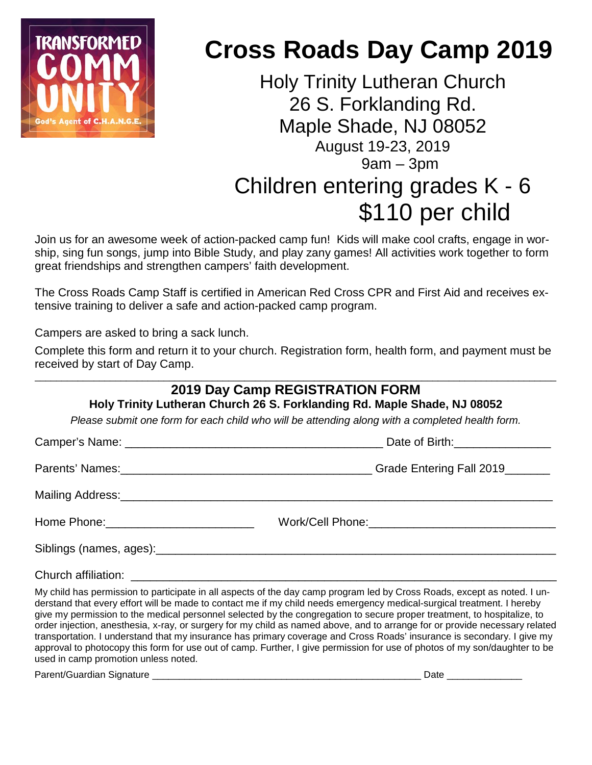TRANSFORMED COMM UNITY
God's Agent of C.H.A.N.G.E.

# Cross Roads Day Camp 2019

Holy Trinity Lutheran Church
26 S. Forklanding Rd.
Maple Shade, NJ 08052
August 19-23, 2019
9am – 3pm

## Children entering grades K - 6

## $110 per child

Join us for an awesome week of action-packed camp fun! Kids will make cool crafts, engage in worship, sing fun songs, jump into Bible Study, and play zany games! All activities work together to form great friendships and strengthen campers' faith development.

The Cross Roads Camp Staff is certified in American Red Cross CPR and First Aid and receives extensive training to deliver a safe and action-packed camp program.

Campers are asked to bring a sack lunch.

Complete this form and return it to your church. Registration form, health form, and payment must be received by start of Day Camp.

---

## 2019 Day Camp REGISTRATION FORM

**Holy Trinity Lutheran Church 26 S. Forklanding Rd. Maple Shade, NJ 08052**

*Please submit one form for each child who will be attending along with a completed health form.*

Camper's Name: ________________________________________ Date of Birth:_______________

Parents' Names:________________________________________ Grade Entering Fall 2019_______

Mailing Address:____________________________________________________________________

Home Phone:_______________________ Work/Cell Phone:_____________________________

Siblings (names, ages):______________________________________________________________

Church affiliation: __________________________________________________________________

My child has permission to participate in all aspects of the day camp program led by Cross Roads, except as noted. I understand that every effort will be made to contact me if my child needs emergency medical-surgical treatment. I hereby give my permission to the medical personnel selected by the congregation to secure proper treatment, to hospitalize, to order injection, anesthesia, x-ray, or surgery for my child as named above, and to arrange for or provide necessary related transportation. I understand that my insurance has primary coverage and Cross Roads' insurance is secondary. I give my approval to photocopy this form for use out of camp. Further, I give permission for use of photos of my son/daughter to be used in camp promotion unless noted.

Parent/Guardian Signature __________________________________________________ Date _____________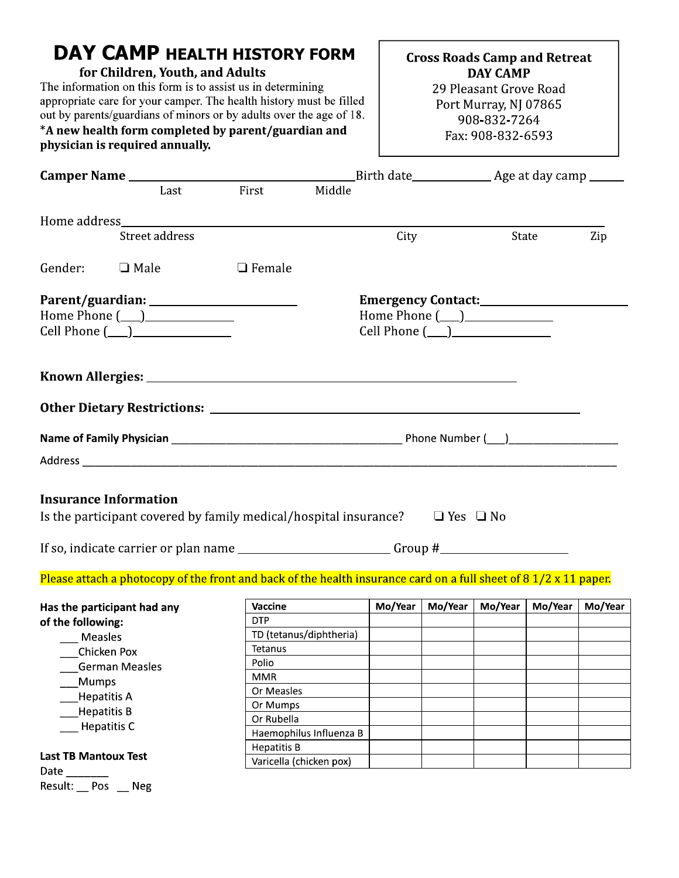# DAY CAMP HEALTH HISTORY FORM

**for Children, Youth, and Adults**

The information on this form is to assist us in determining appropriate care for your camper. The health history must be filled out by parents/guardians of minors or by adults over the age of 18.

***A new health form completed by parent/guardian and physician is required annually.**

**Cross Roads Camp and Retreat**
**DAY CAMP**
29 Pleasant Grove Road
Port Murray, NJ 07865
908-832-7264
Fax: 908-832-6593

**Camper Name** ___________________________________ Birth date____________ Age at day camp ______
Last First Middle

Home address_____________________________________________________________________________
Street address City State Zip

Gender: ❑ Male ❑ Female

**Parent/guardian:** ______________________
Home Phone (___)_____________
Cell Phone (___)_______________

**Emergency Contact:**______________________
Home Phone (___)_____________
Cell Phone (___)_______________

**Known Allergies:** ________________________________________________________

**Other Dietary Restrictions:** ________________________________________________________

**Name of Family Physician** ____________________________________ Phone Number (___)_________________

Address ________________________________________________________________________________

## Insurance Information

Is the participant covered by family medical/hospital insurance? ❑ Yes ❑ No

If so, indicate carrier or plan name ________________________ Group #____________________

Please attach a photocopy of the front and back of the health insurance card on a full sheet of 8 1/2 x 11 paper.

**Has the participant had any of the following:**

___ Measles
___Chicken Pox
___German Measles
___Mumps
___Hepatitis A
___Hepatitis B
___ Hepatitis C

**Last TB Mantoux Test**
Date _______
Result: __ Pos __ Neg

| Vaccine | Mo/Year | Mo/Year | Mo/Year | Mo/Year | Mo/Year |
|---|---|---|---|---|---|
| DTP | | | | | |
| TD (tetanus/diphtheria) | | | | | |
| Tetanus | | | | | |
| Polio | | | | | |
| MMR | | | | | |
| Or Measles | | | | | |
| Or Mumps | | | | | |
| Or Rubella | | | | | |
| Haemophilus Influenza B | | | | | |
| Hepatitis B | | | | | |
| Varicella (chicken pox) | | | | | |